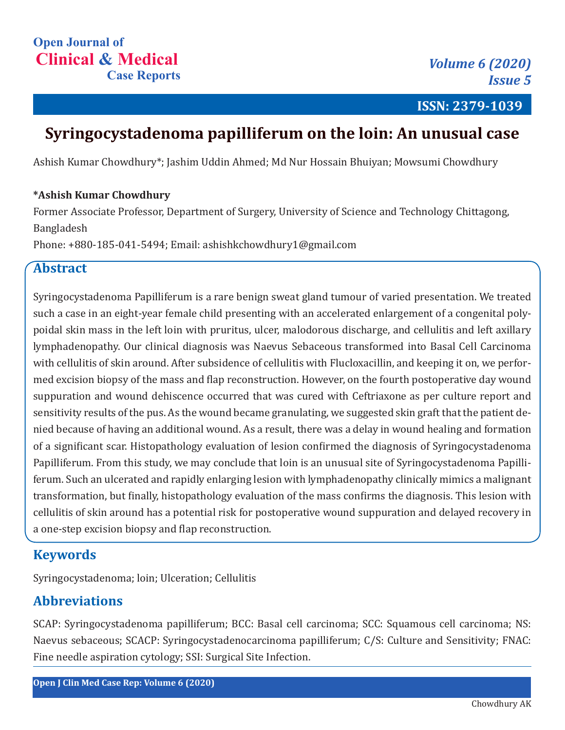# Syringocystadenoma papilliferum on the loin: An unusual case

Ashish Kumar Chowdhury*; Jashim Uddin Ahmed; Md Nur Hossain Bhuiyan; Mowsumi Chowdhury

**\*Ashish Kumar Chowdhury**

Former Associate Professor, Department of Surgery, University of Science and Technology Chittagong, Bangladesh

Phone: +880-185-041-5494; Email: ashishkchowdhury1@gmail.com

## Abstract

Syringocystadenoma Papilliferum is a rare benign sweat gland tumour of varied presentation. We treated such a case in an eight-year female child presenting with an accelerated enlargement of a congenital polypoidal skin mass in the left loin with pruritus, ulcer, malodorous discharge, and cellulitis and left axillary lymphadenopathy. Our clinical diagnosis was Naevus Sebaceous transformed into Basal Cell Carcinoma with cellulitis of skin around. After subsidence of cellulitis with Flucloxacillin, and keeping it on, we performed excision biopsy of the mass and flap reconstruction. However, on the fourth postoperative day wound suppuration and wound dehiscence occurred that was cured with Ceftriaxone as per culture report and sensitivity results of the pus. As the wound became granulating, we suggested skin graft that the patient denied because of having an additional wound. As a result, there was a delay in wound healing and formation of a significant scar. Histopathology evaluation of lesion confirmed the diagnosis of Syringocystadenoma Papilliferum. From this study, we may conclude that loin is an unusual site of Syringocystadenoma Papilliferum. Such an ulcerated and rapidly enlarging lesion with lymphadenopathy clinically mimics a malignant transformation, but finally, histopathology evaluation of the mass confirms the diagnosis. This lesion with cellulitis of skin around has a potential risk for postoperative wound suppuration and delayed recovery in a one-step excision biopsy and flap reconstruction.

## Keywords

Syringocystadenoma; loin; Ulceration; Cellulitis

## Abbreviations

SCAP: Syringocystadenoma papilliferum; BCC: Basal cell carcinoma; SCC: Squamous cell carcinoma; NS: Naevus sebaceous; SCACP: Syringocystadenocarcinoma papilliferum; C/S: Culture and Sensitivity; FNAC: Fine needle aspiration cytology; SSI: Surgical Site Infection.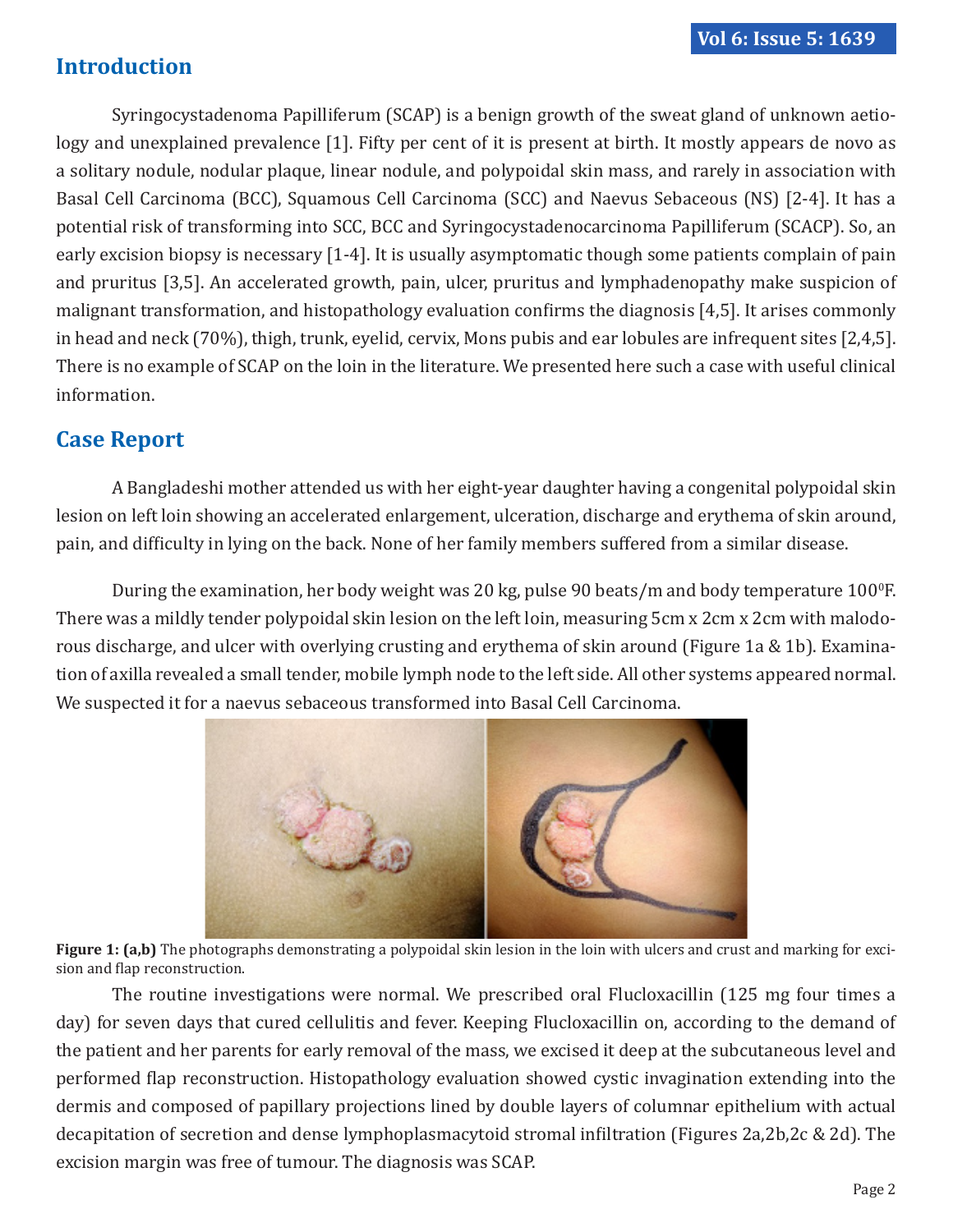## Introduction

Syringocystadenoma Papilliferum (SCAP) is a benign growth of the sweat gland of unknown aetiology and unexplained prevalence [1]. Fifty per cent of it is present at birth. It mostly appears de novo as a solitary nodule, nodular plaque, linear nodule, and polypoidal skin mass, and rarely in association with Basal Cell Carcinoma (BCC), Squamous Cell Carcinoma (SCC) and Naevus Sebaceous (NS) [2-4]. It has a potential risk of transforming into SCC, BCC and Syringocystadenocarcinoma Papilliferum (SCACP). So, an early excision biopsy is necessary [1-4]. It is usually asymptomatic though some patients complain of pain and pruritus [3,5]. An accelerated growth, pain, ulcer, pruritus and lymphadenopathy make suspicion of malignant transformation, and histopathology evaluation confirms the diagnosis [4,5]. It arises commonly in head and neck (70%), thigh, trunk, eyelid, cervix, Mons pubis and ear lobules are infrequent sites [2,4,5]. There is no example of SCAP on the loin in the literature. We presented here such a case with useful clinical information.

## Case Report

A Bangladeshi mother attended us with her eight-year daughter having a congenital polypoidal skin lesion on left loin showing an accelerated enlargement, ulceration, discharge and erythema of skin around, pain, and difficulty in lying on the back. None of her family members suffered from a similar disease.

During the examination, her body weight was 20 kg, pulse 90 beats/m and body temperature 100$^0$F. There was a mildly tender polypoidal skin lesion on the left loin, measuring 5cm x 2cm x 2cm with malodorous discharge, and ulcer with overlying crusting and erythema of skin around (Figure 1a & 1b). Examination of axilla revealed a small tender, mobile lymph node to the left side. All other systems appeared normal. We suspected it for a naevus sebaceous transformed into Basal Cell Carcinoma.

**Figure 1: (a,b)** The photographs demonstrating a polypoidal skin lesion in the loin with ulcers and crust and marking for excision and flap reconstruction.

The routine investigations were normal. We prescribed oral Flucloxacillin (125 mg four times a day) for seven days that cured cellulitis and fever. Keeping Flucloxacillin on, according to the demand of the patient and her parents for early removal of the mass, we excised it deep at the subcutaneous level and performed flap reconstruction. Histopathology evaluation showed cystic invagination extending into the dermis and composed of papillary projections lined by double layers of columnar epithelium with actual decapitation of secretion and dense lymphoplasmacytoid stromal infiltration (Figures 2a,2b,2c & 2d). The excision margin was free of tumour. The diagnosis was SCAP.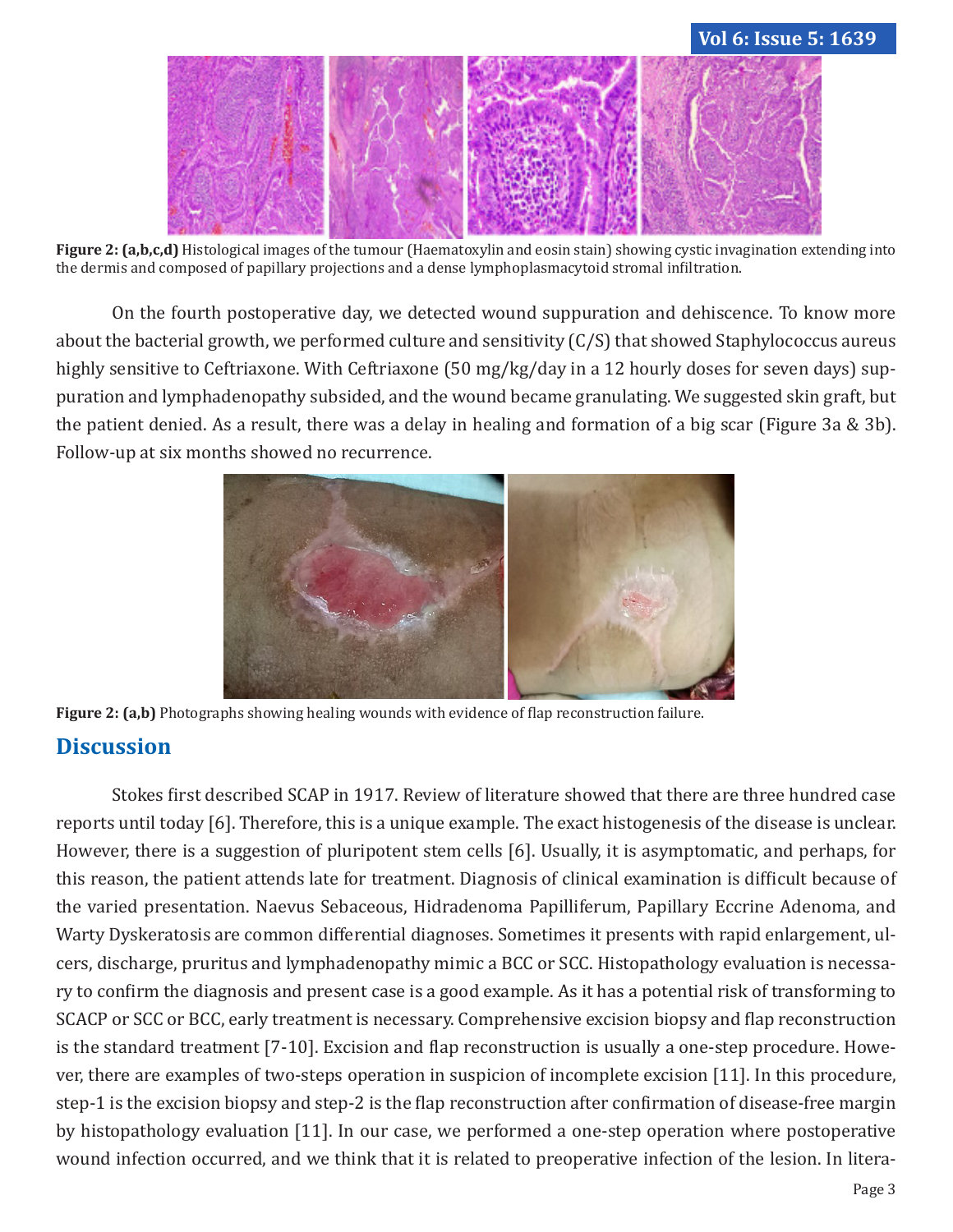**Figure 2: (a,b,c,d)** Histological images of the tumour (Haematoxylin and eosin stain) showing cystic invagination extending into the dermis and composed of papillary projections and a dense lymphoplasmacytoid stromal infiltration.

On the fourth postoperative day, we detected wound suppuration and dehiscence. To know more about the bacterial growth, we performed culture and sensitivity (C/S) that showed Staphylococcus aureus highly sensitive to Ceftriaxone. With Ceftriaxone (50 mg/kg/day in a 12 hourly doses for seven days) suppuration and lymphadenopathy subsided, and the wound became granulating. We suggested skin graft, but the patient denied. As a result, there was a delay in healing and formation of a big scar (Figure 3a & 3b). Follow-up at six months showed no recurrence.

**Figure 2: (a,b)** Photographs showing healing wounds with evidence of flap reconstruction failure.

## Discussion

Stokes first described SCAP in 1917. Review of literature showed that there are three hundred case reports until today [6]. Therefore, this is a unique example. The exact histogenesis of the disease is unclear. However, there is a suggestion of pluripotent stem cells [6]. Usually, it is asymptomatic, and perhaps, for this reason, the patient attends late for treatment. Diagnosis of clinical examination is difficult because of the varied presentation. Naevus Sebaceous, Hidradenoma Papilliferum, Papillary Eccrine Adenoma, and Warty Dyskeratosis are common differential diagnoses. Sometimes it presents with rapid enlargement, ulcers, discharge, pruritus and lymphadenopathy mimic a BCC or SCC. Histopathology evaluation is necessary to confirm the diagnosis and present case is a good example. As it has a potential risk of transforming to SCACP or SCC or BCC, early treatment is necessary. Comprehensive excision biopsy and flap reconstruction is the standard treatment [7-10]. Excision and flap reconstruction is usually a one-step procedure. However, there are examples of two-steps operation in suspicion of incomplete excision [11]. In this procedure, step-1 is the excision biopsy and step-2 is the flap reconstruction after confirmation of disease-free margin by histopathology evaluation [11]. In our case, we performed a one-step operation where postoperative wound infection occurred, and we think that it is related to preoperative infection of the lesion. In litera-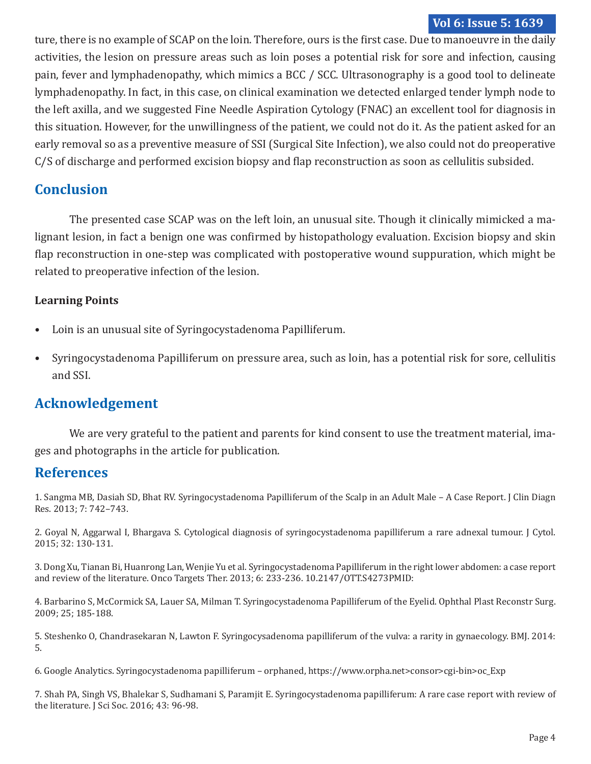ture, there is no example of SCAP on the loin. Therefore, ours is the first case. Due to manoeuvre in the daily activities, the lesion on pressure areas such as loin poses a potential risk for sore and infection, causing pain, fever and lymphadenopathy, which mimics a BCC / SCC. Ultrasonography is a good tool to delineate lymphadenopathy. In fact, in this case, on clinical examination we detected enlarged tender lymph node to the left axilla, and we suggested Fine Needle Aspiration Cytology (FNAC) an excellent tool for diagnosis in this situation. However, for the unwillingness of the patient, we could not do it. As the patient asked for an early removal so as a preventive measure of SSI (Surgical Site Infection), we also could not do preoperative C/S of discharge and performed excision biopsy and flap reconstruction as soon as cellulitis subsided.

## Conclusion

The presented case SCAP was on the left loin, an unusual site. Though it clinically mimicked a malignant lesion, in fact a benign one was confirmed by histopathology evaluation. Excision biopsy and skin flap reconstruction in one-step was complicated with postoperative wound suppuration, which might be related to preoperative infection of the lesion.

### Learning Points

- Loin is an unusual site of Syringocystadenoma Papilliferum.
- Syringocystadenoma Papilliferum on pressure area, such as loin, has a potential risk for sore, cellulitis and SSI.

## Acknowledgement

We are very grateful to the patient and parents for kind consent to use the treatment material, images and photographs in the article for publication.

## References

1. Sangma MB, Dasiah SD, Bhat RV. Syringocystadenoma Papilliferum of the Scalp in an Adult Male – A Case Report. J Clin Diagn Res. 2013; 7: 742–743.

2. Goyal N, Aggarwal I, Bhargava S. Cytological diagnosis of syringocystadenoma papilliferum a rare adnexal tumour. J Cytol. 2015; 32: 130-131.

3. Dong Xu, Tianan Bi, Huanrong Lan, Wenjie Yu et al. Syringocystadenoma Papilliferum in the right lower abdomen: a case report and review of the literature. Onco Targets Ther. 2013; 6: 233-236. 10.2147/OTT.S4273PMID:

4. Barbarino S, McCormick SA, Lauer SA, Milman T. Syringocystadenoma Papilliferum of the Eyelid. Ophthal Plast Reconstr Surg. 2009; 25; 185-188.

5. Steshenko O, Chandrasekaran N, Lawton F. Syringocysadenoma papilliferum of the vulva: a rarity in gynaecology. BMJ. 2014: 5.

6. Google Analytics. Syringocystadenoma papilliferum – orphaned, https://www.orpha.net>consor>cgi-bin>oc_Exp

7. Shah PA, Singh VS, Bhalekar S, Sudhamani S, Paramjit E. Syringocystadenoma papilliferum: A rare case report with review of the literature. J Sci Soc. 2016; 43: 96-98.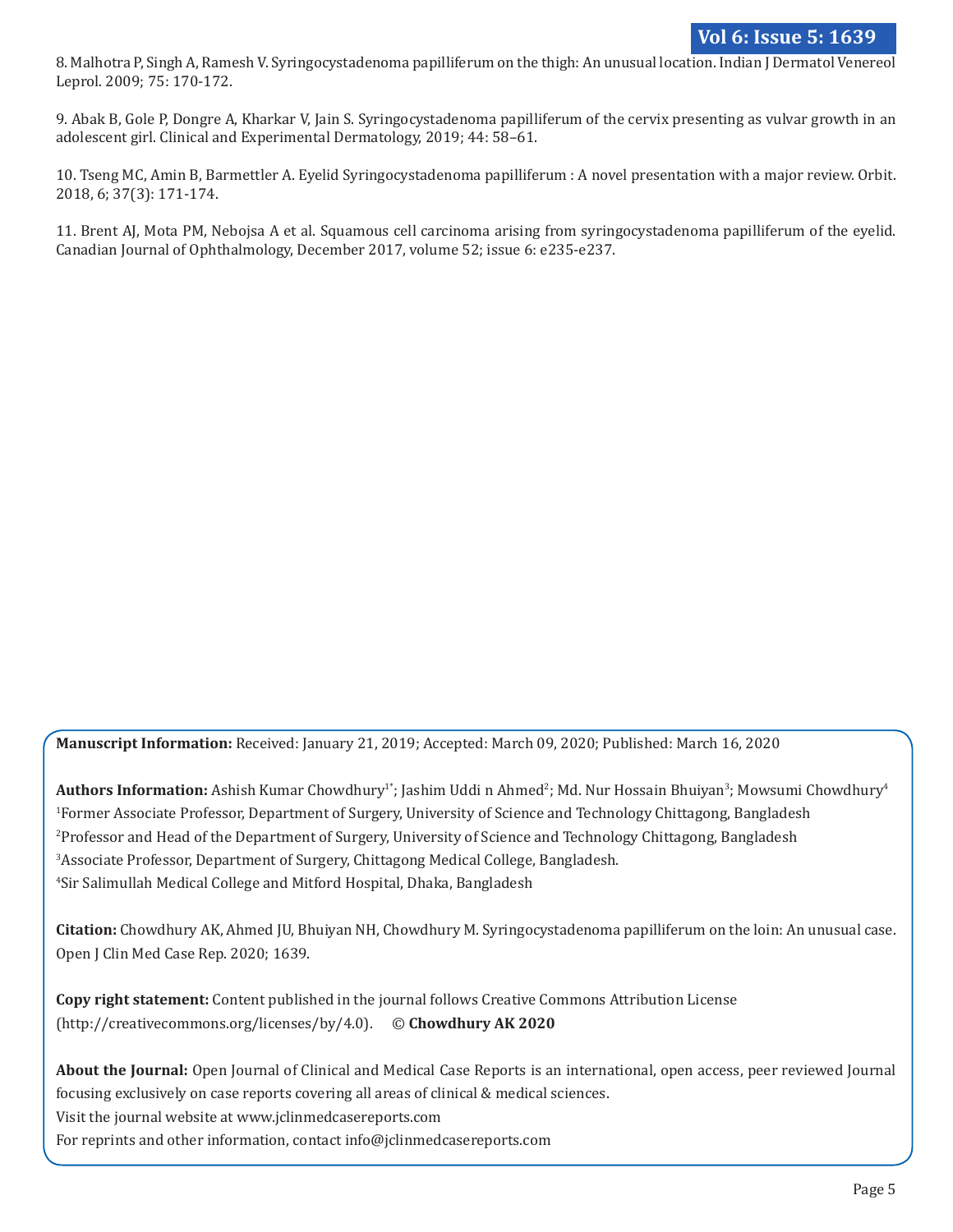8. Malhotra P, Singh A, Ramesh V. Syringocystadenoma papilliferum on the thigh: An unusual location. Indian J Dermatol Venereol Leprol. 2009; 75: 170-172.

9. Abak B, Gole P, Dongre A, Kharkar V, Jain S. Syringocystadenoma papilliferum of the cervix presenting as vulvar growth in an adolescent girl. Clinical and Experimental Dermatology, 2019; 44: 58–61.

10. Tseng MC, Amin B, Barmettler A. Eyelid Syringocystadenoma papilliferum : A novel presentation with a major review. Orbit. 2018, 6; 37(3): 171-174.

11. Brent AJ, Mota PM, Nebojsa A et al. Squamous cell carcinoma arising from syringocystadenoma papilliferum of the eyelid. Canadian Journal of Ophthalmology, December 2017, volume 52; issue 6: e235-e237.

**Manuscript Information:** Received: January 21, 2019; Accepted: March 09, 2020; Published: March 16, 2020

**Authors Information:** Ashish Kumar Chowdhury[1*]; Jashim Uddi n Ahmed[2]; Md. Nur Hossain Bhuiyan[3]; Mowsumi Chowdhury[4]

[1]Former Associate Professor, Department of Surgery, University of Science and Technology Chittagong, Bangladesh

[2]Professor and Head of the Department of Surgery, University of Science and Technology Chittagong, Bangladesh

[3]Associate Professor, Department of Surgery, Chittagong Medical College, Bangladesh.

[4]Sir Salimullah Medical College and Mitford Hospital, Dhaka, Bangladesh

**Citation:** Chowdhury AK, Ahmed JU, Bhuiyan NH, Chowdhury M. Syringocystadenoma papilliferum on the loin: An unusual case. Open J Clin Med Case Rep. 2020; 1639.

**Copy right statement:** Content published in the journal follows Creative Commons Attribution License (http://creativecommons.org/licenses/by/4.0). © **Chowdhury AK 2020**

**About the Journal:** Open Journal of Clinical and Medical Case Reports is an international, open access, peer reviewed Journal focusing exclusively on case reports covering all areas of clinical & medical sciences.

Visit the journal website at www.jclinmedcasereports.com

For reprints and other information, contact info@jclinmedcasereports.com